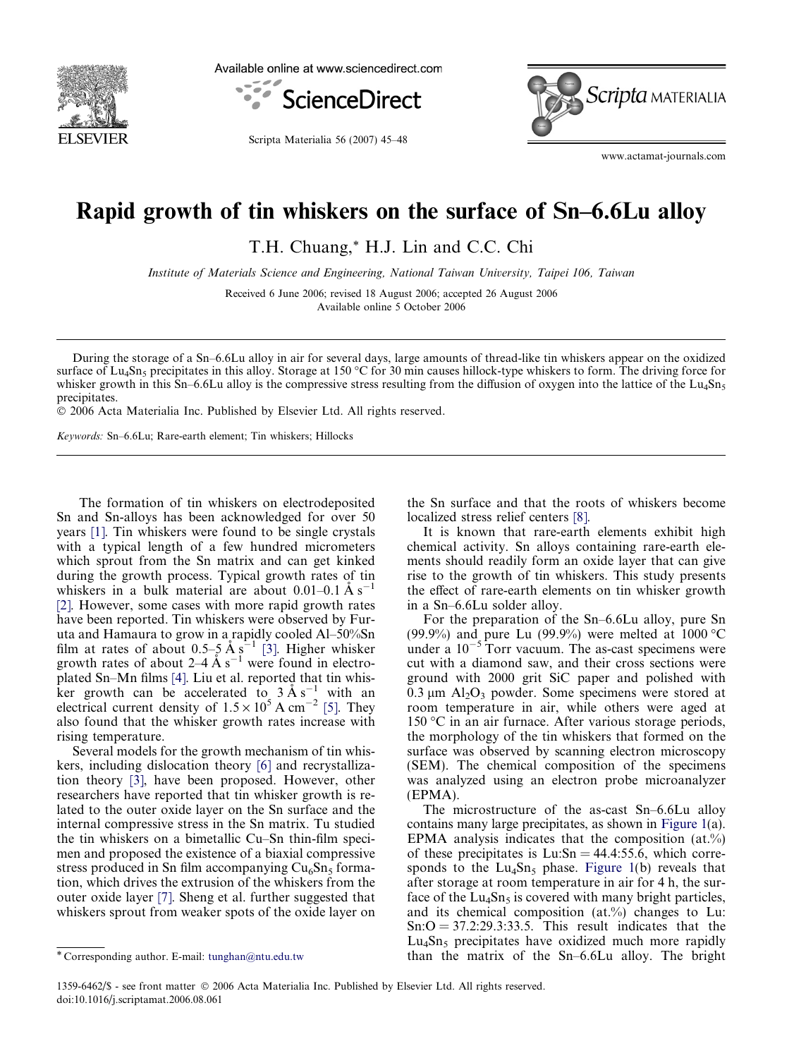# Rapid growth of tin whiskers on the surface of Sn–6.6Lu alloy

T.H. Chuang,* H.J. Lin and C.C. Chi

*Institute of Materials Science and Engineering, National Taiwan University, Taipei 106, Taiwan*

Received 6 June 2006; revised 18 August 2006; accepted 26 August 2006
Available online 5 October 2006

During the storage of a Sn–6.6Lu alloy in air for several days, large amounts of thread-like tin whiskers appear on the oxidized surface of $Lu_4Sn_5$ precipitates in this alloy. Storage at 150 °C for 30 min causes hillock-type whiskers to form. The driving force for whisker growth in this Sn–6.6Lu alloy is the compressive stress resulting from the diffusion of oxygen into the lattice of the $Lu_4Sn_5$ precipitates.

© 2006 Acta Materialia Inc. Published by Elsevier Ltd. All rights reserved.

*Keywords:* Sn–6.6Lu; Rare-earth element; Tin whiskers; Hillocks

The formation of tin whiskers on electrodeposited Sn and Sn-alloys has been acknowledged for over 50 years [1]. Tin whiskers were found to be single crystals with a typical length of a few hundred micrometers which sprout from the Sn matrix and can get kinked during the growth process. Typical growth rates of tin whiskers in a bulk material are about 0.01–0.1 Å $s^{-1}$ [2]. However, some cases with more rapid growth rates have been reported. Tin whiskers were observed by Furuta and Hamaura to grow in a rapidly cooled Al–50%Sn film at rates of about 0.5–5 Å $s^{-1}$ [3]. Higher whisker growth rates of about 2–4 Å $s^{-1}$ were found in electroplated Sn–Mn films [4]. Liu et al. reported that tin whisker growth can be accelerated to 3 Å $s^{-1}$ with an electrical current density of $1.5 \times 10^5$ A $cm^{-2}$ [5]. They also found that the whisker growth rates increase with rising temperature.

Several models for the growth mechanism of tin whiskers, including dislocation theory [6] and recrystallization theory [3], have been proposed. However, other researchers have reported that tin whisker growth is related to the outer oxide layer on the Sn surface and the internal compressive stress in the Sn matrix. Tu studied the tin whiskers on a bimetallic Cu–Sn thin-film specimen and proposed the existence of a biaxial compressive stress produced in Sn film accompanying $Cu_6Sn_5$ formation, which drives the extrusion of the whiskers from the outer oxide layer [7]. Sheng et al. further suggested that whiskers sprout from weaker spots of the oxide layer on the Sn surface and that the roots of whiskers become localized stress relief centers [8].

It is known that rare-earth elements exhibit high chemical activity. Sn alloys containing rare-earth elements should readily form an oxide layer that can give rise to the growth of tin whiskers. This study presents the effect of rare-earth elements on tin whisker growth in a Sn–6.6Lu solder alloy.

For the preparation of the Sn–6.6Lu alloy, pure Sn (99.9%) and pure Lu (99.9%) were melted at 1000 °C under a $10^{-5}$ Torr vacuum. The as-cast specimens were cut with a diamond saw, and their cross sections were ground with 2000 grit SiC paper and polished with 0.3 μm $Al_2O_3$ powder. Some specimens were stored at room temperature in air, while others were aged at 150 °C in an air furnace. After various storage periods, the morphology of the tin whiskers that formed on the surface was observed by scanning electron microscopy (SEM). The chemical composition of the specimens was analyzed using an electron probe microanalyzer (EPMA).

The microstructure of the as-cast Sn–6.6Lu alloy contains many large precipitates, as shown in Figure 1(a). EPMA analysis indicates that the composition (at.%) of these precipitates is Lu:Sn = 44.4:55.6, which corresponds to the $Lu_4Sn_5$ phase. Figure 1(b) reveals that after storage at room temperature in air for 4 h, the surface of the $Lu_4Sn_5$ is covered with many bright particles, and its chemical composition (at.%) changes to Lu:Sn:O = 37.2:29.3:33.5. This result indicates that the $Lu_4Sn_5$ precipitates have oxidized much more rapidly than the matrix of the Sn–6.6Lu alloy. The bright

* Corresponding author. E-mail: tunghan@ntu.edu.tw

1359-6462/$ - see front matter © 2006 Acta Materialia Inc. Published by Elsevier Ltd. All rights reserved.
doi:10.1016/j.scriptamat.2006.08.061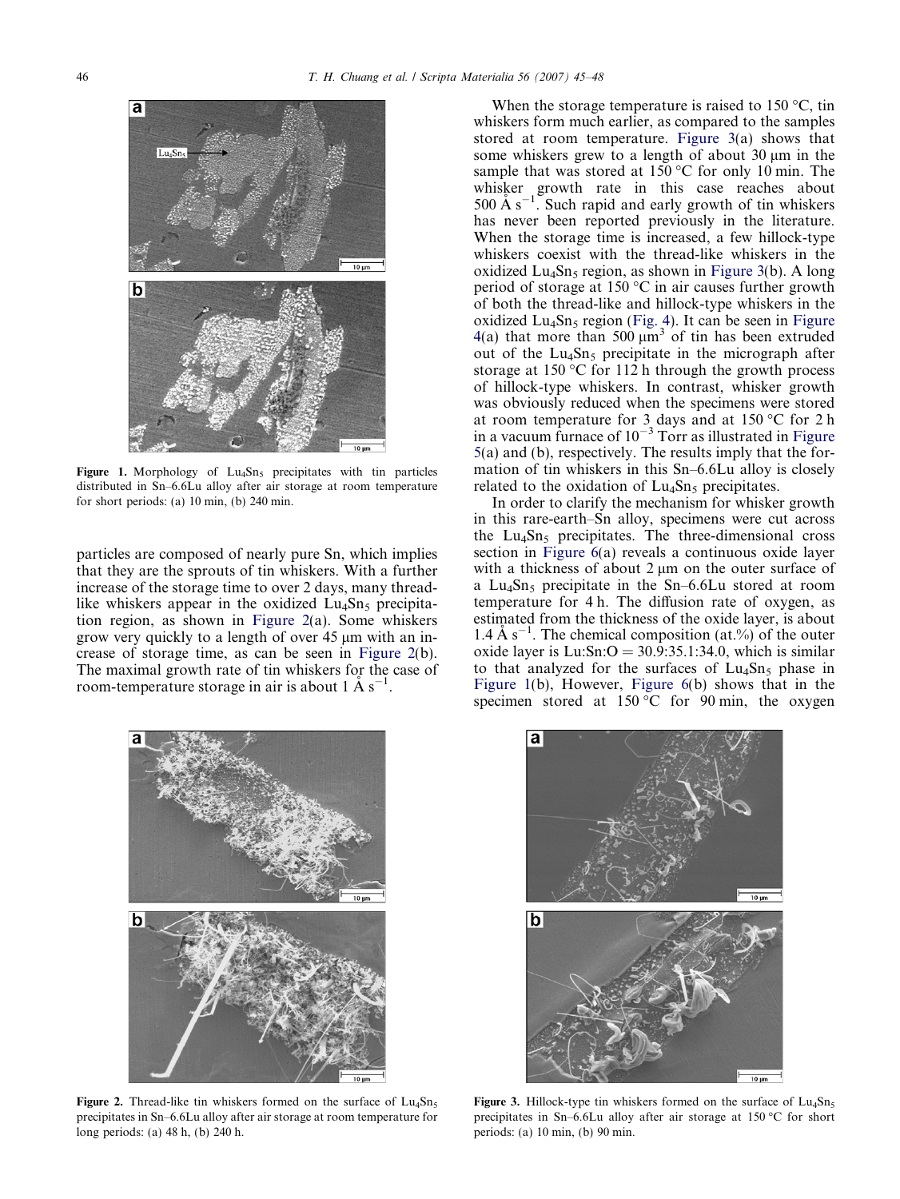Figure 1. Morphology of $Lu_4Sn_5$ precipitates with tin particles distributed in Sn–6.6Lu alloy after air storage at room temperature for short periods: (a) 10 min, (b) 240 min.

particles are composed of nearly pure Sn, which implies that they are the sprouts of tin whiskers. With a further increase of the storage time to over 2 days, many thread-like whiskers appear in the oxidized $Lu_4Sn_5$ precipitation region, as shown in Figure 2(a). Some whiskers grow very quickly to a length of over 45 μm with an increase of storage time, as can be seen in Figure 2(b). The maximal growth rate of tin whiskers for the case of room-temperature storage in air is about 1 Å $s^{-1}$.

When the storage temperature is raised to 150 °C, tin whiskers form much earlier, as compared to the samples stored at room temperature. Figure 3(a) shows that some whiskers grew to a length of about 30 μm in the sample that was stored at 150 °C for only 10 min. The whisker growth rate in this case reaches about 500 Å $s^{-1}$. Such rapid and early growth of tin whiskers has never been reported previously in the literature. When the storage time is increased, a few hillock-type whiskers coexist with the thread-like whiskers in the oxidized $Lu_4Sn_5$ region, as shown in Figure 3(b). A long period of storage at 150 °C in air causes further growth of both the thread-like and hillock-type whiskers in the oxidized $Lu_4Sn_5$ region (Fig. 4). It can be seen in Figure 4(a) that more than 500 $\mu m^3$ of tin has been extruded out of the $Lu_4Sn_5$ precipitate in the micrograph after storage at 150 °C for 112 h through the growth process of hillock-type whiskers. In contrast, whisker growth was obviously reduced when the specimens were stored at room temperature for 3 days and at 150 °C for 2 h in a vacuum furnace of $10^{-3}$ Torr as illustrated in Figure 5(a) and (b), respectively. The results imply that the formation of tin whiskers in this Sn–6.6Lu alloy is closely related to the oxidation of $Lu_4Sn_5$ precipitates.

In order to clarify the mechanism for whisker growth in this rare-earth–Sn alloy, specimens were cut across the $Lu_4Sn_5$ precipitates. The three-dimensional cross section in Figure 6(a) reveals a continuous oxide layer with a thickness of about 2 μm on the outer surface of a $Lu_4Sn_5$ precipitate in the Sn–6.6Lu stored at room temperature for 4 h. The diffusion rate of oxygen, as estimated from the thickness of the oxide layer, is about 1.4 Å $s^{-1}$. The chemical composition (at.%) of the outer oxide layer is Lu:Sn:O = 30.9:35.1:34.0, which is similar to that analyzed for the surfaces of $Lu_4Sn_5$ phase in Figure 1(b), However, Figure 6(b) shows that in the specimen stored at 150 °C for 90 min, the oxygen

Figure 2. Thread-like tin whiskers formed on the surface of $Lu_4Sn_5$ precipitates in Sn–6.6Lu alloy after air storage at room temperature for long periods: (a) 48 h, (b) 240 h.

Figure 3. Hillock-type tin whiskers formed on the surface of $Lu_4Sn_5$ precipitates in Sn–6.6Lu alloy after air storage at 150 °C for short periods: (a) 10 min, (b) 90 min.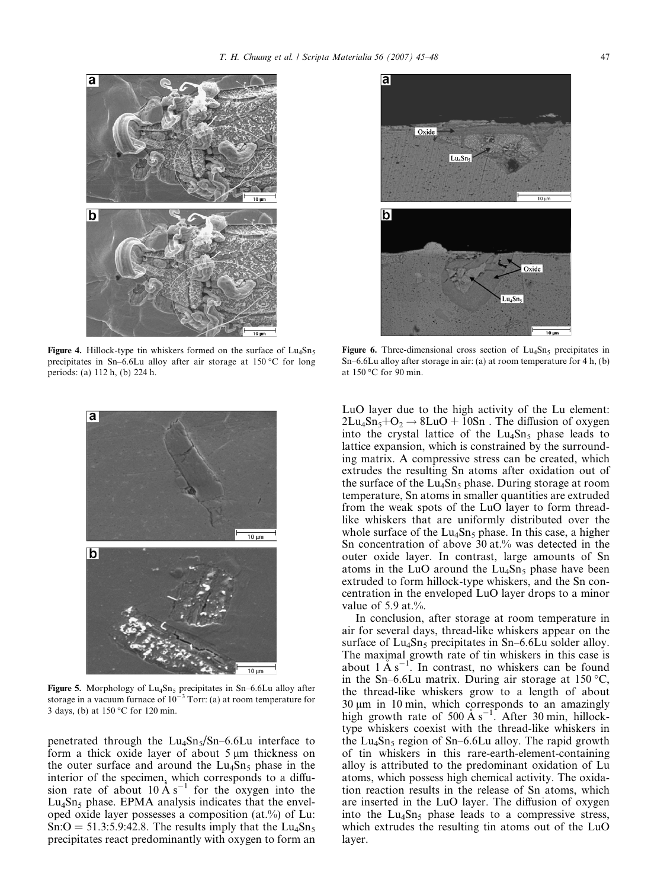Figure 4. Hillock-type tin whiskers formed on the surface of $Lu_4Sn_5$ precipitates in Sn–6.6Lu alloy after air storage at 150 °C for long periods: (a) 112 h, (b) 224 h.

Figure 5. Morphology of $Lu_4Sn_5$ precipitates in Sn–6.6Lu alloy after storage in a vacuum furnace of $10^{-3}$ Torr: (a) at room temperature for 3 days, (b) at 150 °C for 120 min.

Figure 6. Three-dimensional cross section of $Lu_4Sn_5$ precipitates in Sn–6.6Lu alloy after storage in air: (a) at room temperature for 4 h, (b) at 150 °C for 90 min.

penetrated through the $Lu_4Sn_5$/Sn–6.6Lu interface to form a thick oxide layer of about 5 μm thickness on the outer surface and around the $Lu_4Sn_5$ phase in the interior of the specimen, which corresponds to a diffusion rate of about 10 Å $s^{-1}$ for the oxygen into the $Lu_4Sn_5$ phase. EPMA analysis indicates that the enveloped oxide layer possesses a composition (at.%) of Lu:Sn:O = 51.3:5.9:42.8. The results imply that the $Lu_4Sn_5$ precipitates react predominantly with oxygen to form an LuO layer due to the high activity of the Lu element: $2Lu_4Sn_5 + O_2 \rightarrow 8LuO + 10Sn$ . The diffusion of oxygen into the crystal lattice of the $Lu_4Sn_5$ phase leads to lattice expansion, which is constrained by the surrounding matrix. A compressive stress can be created, which extrudes the resulting Sn atoms after oxidation out of the surface of the $Lu_4Sn_5$ phase. During storage at room temperature, Sn atoms in smaller quantities are extruded from the weak spots of the LuO layer to form thread-like whiskers that are uniformly distributed over the whole surface of the $Lu_4Sn_5$ phase. In this case, a higher Sn concentration of above 30 at.% was detected in the outer oxide layer. In contrast, large amounts of Sn atoms in the LuO around the $Lu_4Sn_5$ phase have been extruded to form hillock-type whiskers, and the Sn concentration in the enveloped LuO layer drops to a minor value of 5.9 at.%.

In conclusion, after storage at room temperature in air for several days, thread-like whiskers appear on the surface of $Lu_4Sn_5$ precipitates in Sn–6.6Lu solder alloy. The maximal growth rate of tin whiskers in this case is about 1 Å $s^{-1}$. In contrast, no whiskers can be found in the Sn–6.6Lu matrix. During air storage at 150 °C, the thread-like whiskers grow to a length of about 30 μm in 10 min, which corresponds to an amazingly high growth rate of 500 Å $s^{-1}$. After 30 min, hillock-type whiskers coexist with the thread-like whiskers in the $Lu_4Sn_5$ region of Sn–6.6Lu alloy. The rapid growth of tin whiskers in this rare-earth-element-containing alloy is attributed to the predominant oxidation of Lu atoms, which possess high chemical activity. The oxidation reaction results in the release of Sn atoms, which are inserted in the LuO layer. The diffusion of oxygen into the $Lu_4Sn_5$ phase leads to a compressive stress, which extrudes the resulting tin atoms out of the LuO layer.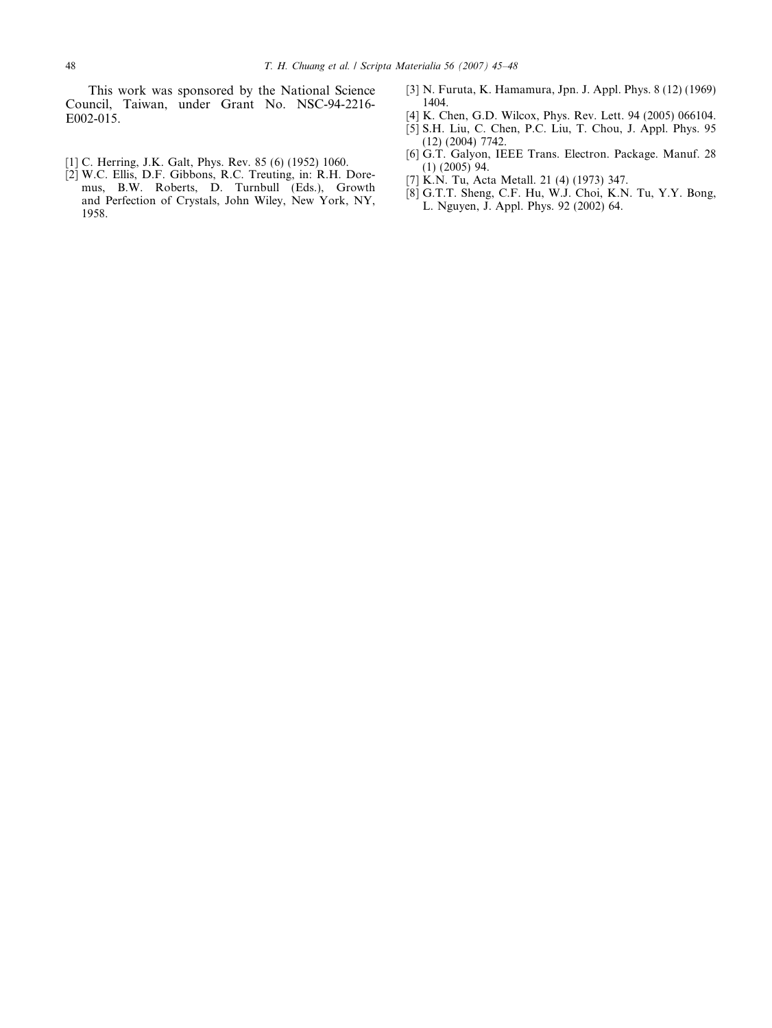This work was sponsored by the National Science Council, Taiwan, under Grant No. NSC-94-2216-E002-015.

[1] C. Herring, J.K. Galt, Phys. Rev. 85 (6) (1952) 1060.

[2] W.C. Ellis, D.F. Gibbons, R.C. Treuting, in: R.H. Doremus, B.W. Roberts, D. Turnbull (Eds.), Growth and Perfection of Crystals, John Wiley, New York, NY, 1958.

[3] N. Furuta, K. Hamamura, Jpn. J. Appl. Phys. 8 (12) (1969) 1404.

[4] K. Chen, G.D. Wilcox, Phys. Rev. Lett. 94 (2005) 066104.

[5] S.H. Liu, C. Chen, P.C. Liu, T. Chou, J. Appl. Phys. 95 (12) (2004) 7742.

[6] G.T. Galyon, IEEE Trans. Electron. Package. Manuf. 28 (1) (2005) 94.

[7] K.N. Tu, Acta Metall. 21 (4) (1973) 347.

[8] G.T.T. Sheng, C.F. Hu, W.J. Choi, K.N. Tu, Y.Y. Bong, L. Nguyen, J. Appl. Phys. 92 (2002) 64.